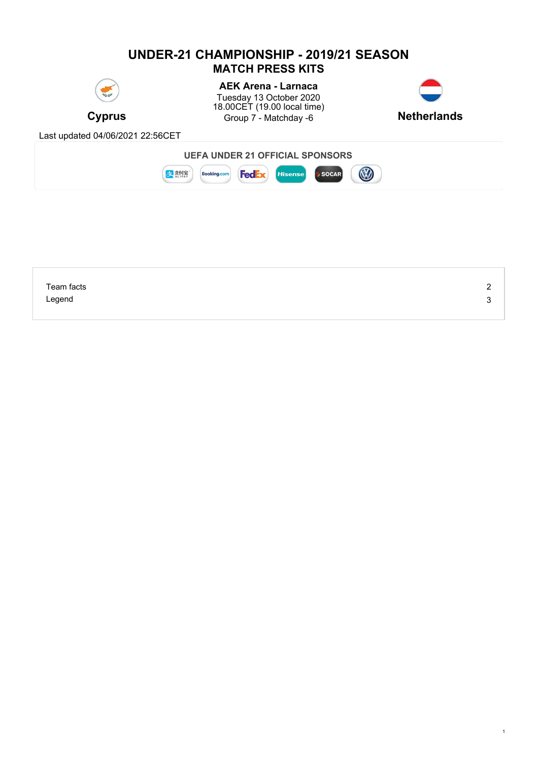# UNDER-21 CHAMPIONSHIP - 2019/21 SEASON
## MATCH PRESS KITS

**Cyprus**

**AEK Arena - Larnaca**
Tuesday 13 October 2020
18.00CET (19.00 local time)
Group 7 - Matchday -6

**Netherlands**

Last updated 04/06/2021 22:56CET

**UEFA UNDER 21 OFFICIAL SPONSORS**

| | |
|---|---|
| Team facts | 2 |
| Legend | 3 |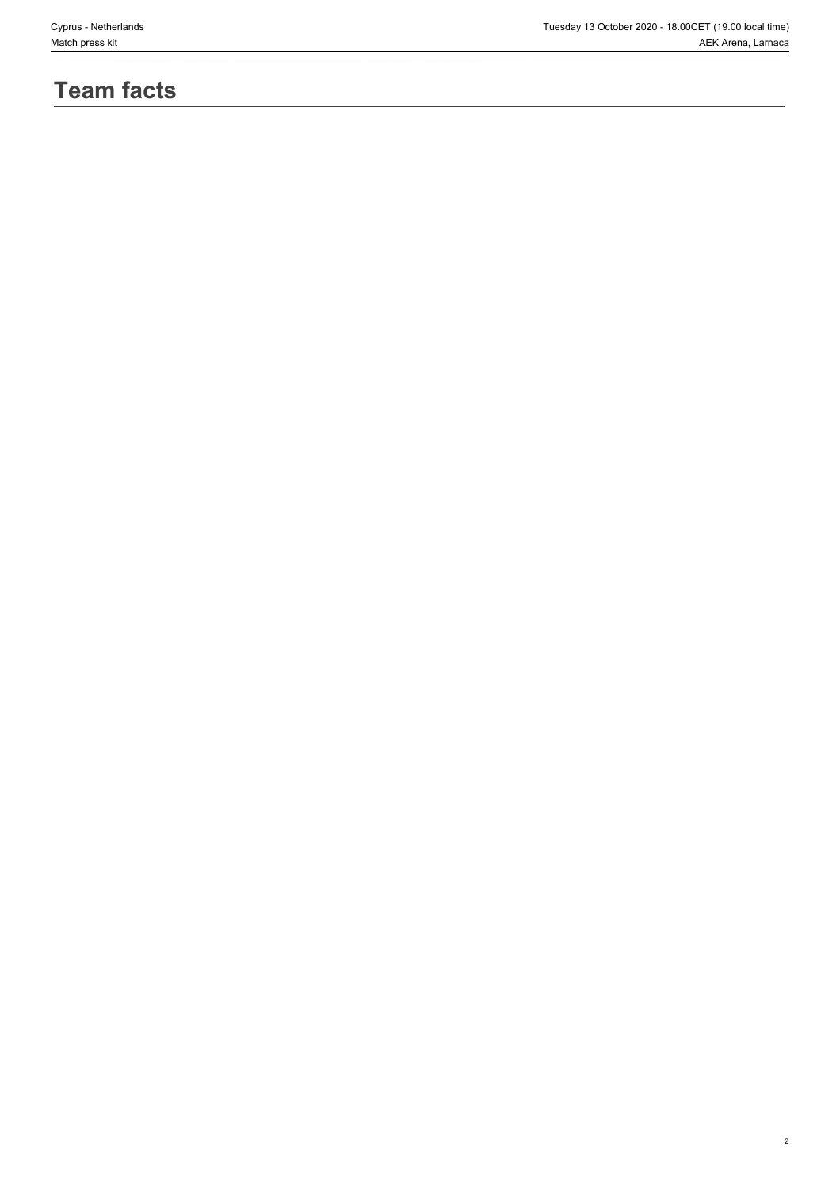# Team facts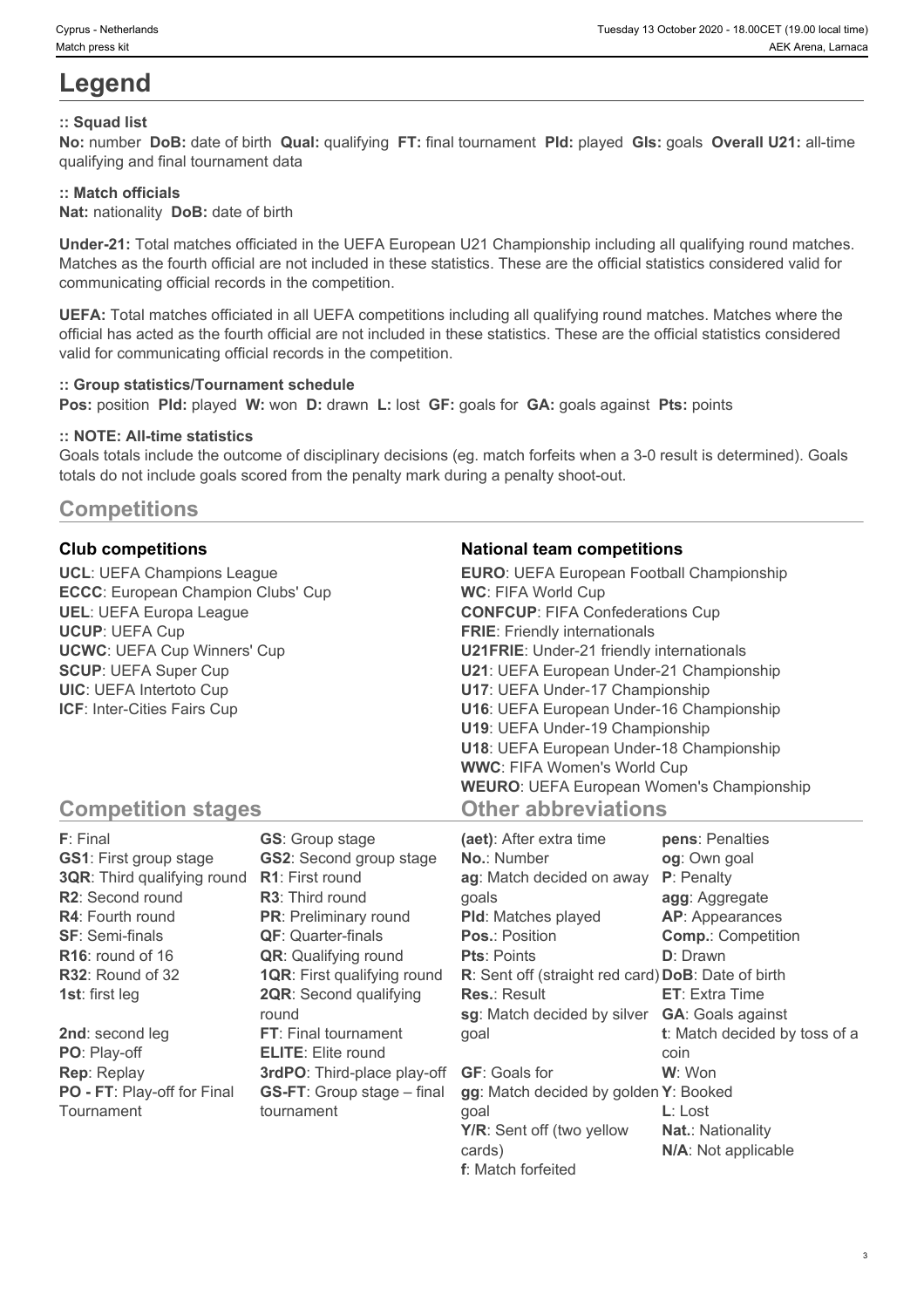# Legend

### :: Squad list

**No:** number **DoB:** date of birth **Qual:** qualifying **FT:** final tournament **Pld:** played **Gls:** goals **Overall U21:** all-time qualifying and final tournament data

### :: Match officials

**Nat:** nationality **DoB:** date of birth

**Under-21:** Total matches officiated in the UEFA European U21 Championship including all qualifying round matches. Matches as the fourth official are not included in these statistics. These are the official statistics considered valid for communicating official records in the competition.

**UEFA:** Total matches officiated in all UEFA competitions including all qualifying round matches. Matches where the official has acted as the fourth official are not included in these statistics. These are the official statistics considered valid for communicating official records in the competition.

### :: Group statistics/Tournament schedule

**Pos:** position **Pld:** played **W:** won **D:** drawn **L:** lost **GF:** goals for **GA:** goals against **Pts:** points

### :: NOTE: All-time statistics

Goals totals include the outcome of disciplinary decisions (eg. match forfeits when a 3-0 result is determined). Goals totals do not include goals scored from the penalty mark during a penalty shoot-out.

## Competitions

### Club competitions

**UCL**: UEFA Champions League
**ECCC**: European Champion Clubs' Cup
**UEL**: UEFA Europa League
**UCUP**: UEFA Cup
**UCWC**: UEFA Cup Winners' Cup
**SCUP**: UEFA Super Cup
**UIC**: UEFA Intertoto Cup
**ICF**: Inter-Cities Fairs Cup

### National team competitions

**EURO**: UEFA European Football Championship
**WC**: FIFA World Cup
**CONFCUP**: FIFA Confederations Cup
**FRIE**: Friendly internationals
**U21FRIE**: Under-21 friendly internationals
**U21**: UEFA European Under-21 Championship
**U17**: UEFA Under-17 Championship
**U16**: UEFA European Under-16 Championship
**U19**: UEFA Under-19 Championship
**U18**: UEFA European Under-18 Championship
**WWC**: FIFA Women's World Cup
**WEURO**: UEFA European Women's Championship

## Competition stages

**F**: Final
**GS1**: First group stage
**3QR**: Third qualifying round
**R2**: Second round
**R4**: Fourth round
**SF**: Semi-finals
**R16**: round of 16
**R32**: Round of 32
**1st**: first leg
**2nd**: second leg
**PO**: Play-off
**Rep**: Replay
**PO - FT**: Play-off for Final Tournament
**GS**: Group stage
**GS2**: Second group stage
**R1**: First round
**R3**: Third round
**PR**: Preliminary round
**QF**: Quarter-finals
**QR**: Qualifying round
**1QR**: First qualifying round
**2QR**: Second qualifying round
**FT**: Final tournament
**ELITE**: Elite round
**3rdPO**: Third-place play-off
**GS-FT**: Group stage – final tournament

## Other abbreviations

**(aet)**: After extra time
**No.**: Number
**ag**: Match decided on away goals
**Pld**: Matches played
**Pos.**: Position
**Pts**: Points
**R**: Sent off (straight red card)
**Res.**: Result
**sg**: Match decided by silver goal
**GF**: Goals for
**gg**: Match decided by golden goal
**Y/R**: Sent off (two yellow cards)
**f**: Match forfeited
**pens**: Penalties
**og**: Own goal
**P**: Penalty
**agg**: Aggregate
**AP**: Appearances
**Comp.**: Competition
**D**: Drawn
**DoB**: Date of birth
**ET**: Extra Time
**GA**: Goals against
**t**: Match decided by toss of a coin
**W**: Won
**Y**: Booked
**L**: Lost
**Nat.**: Nationality
**N/A**: Not applicable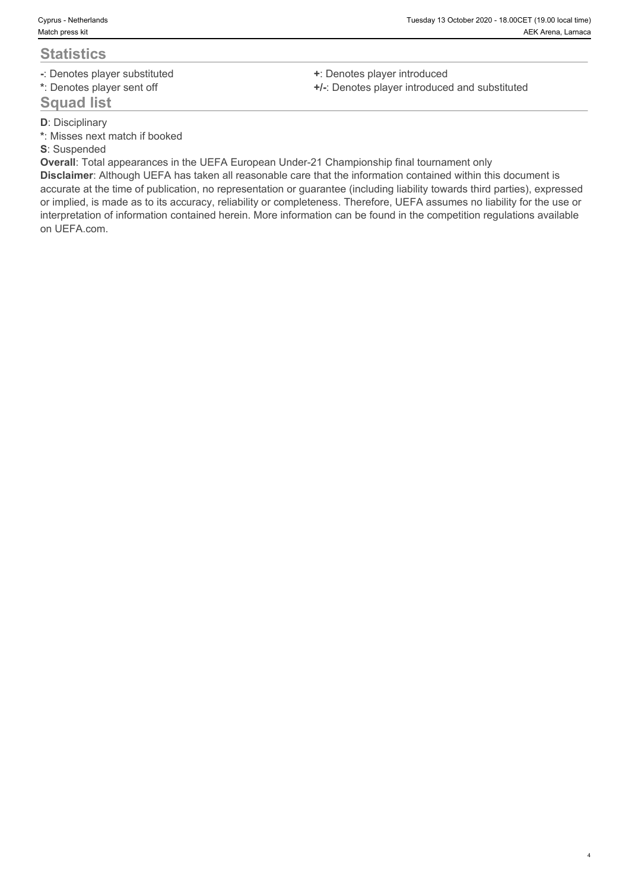## Statistics

**-**: Denotes player substituted
**+**: Denotes player introduced
**\***: Denotes player sent off
**+/-**: Denotes player introduced and substituted

## Squad list

**D**: Disciplinary
**\***: Misses next match if booked
**S**: Suspended
**Overall**: Total appearances in the UEFA European Under-21 Championship final tournament only
**Disclaimer**: Although UEFA has taken all reasonable care that the information contained within this document is accurate at the time of publication, no representation or guarantee (including liability towards third parties), expressed or implied, is made as to its accuracy, reliability or completeness. Therefore, UEFA assumes no liability for the use or interpretation of information contained herein. More information can be found in the competition regulations available on UEFA.com.